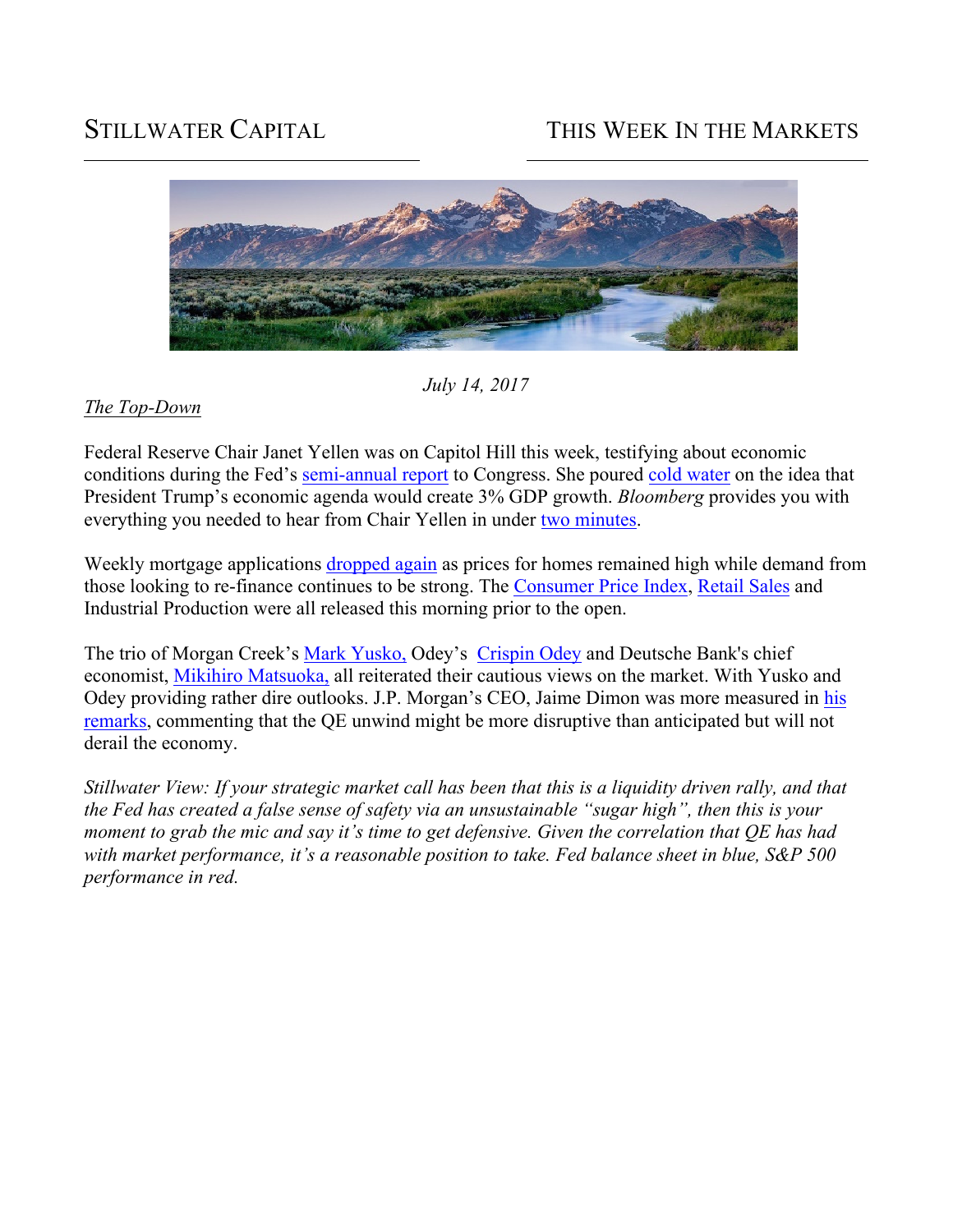STILLWATER CAPITAL | THIS WEEK IN THE MARKETS

*July 14, 2017*

## *The Top-Down*

Federal Reserve Chair Janet Yellen was on Capitol Hill this week, testifying about economic conditions during the Fed's semi-annual report to Congress. She poured cold water on the idea that President Trump's economic agenda would create 3% GDP growth. *Bloomberg* provides you with everything you needed to hear from Chair Yellen in under two minutes.

Weekly mortgage applications dropped again as prices for homes remained high while demand from those looking to re-finance continues to be strong. The Consumer Price Index, Retail Sales and Industrial Production were all released this morning prior to the open.

The trio of Morgan Creek's Mark Yusko, Odey's Crispin Odey and Deutsche Bank's chief economist, Mikihiro Matsuoka, all reiterated their cautious views on the market. With Yusko and Odey providing rather dire outlooks. J.P. Morgan's CEO, Jaime Dimon was more measured in his remarks, commenting that the QE unwind might be more disruptive than anticipated but will not derail the economy.

*Stillwater View: If your strategic market call has been that this is a liquidity driven rally, and that the Fed has created a false sense of safety via an unsustainable "sugar high", then this is your moment to grab the mic and say it's time to get defensive. Given the correlation that QE has had with market performance, it's a reasonable position to take. Fed balance sheet in blue, S&P 500 performance in red.*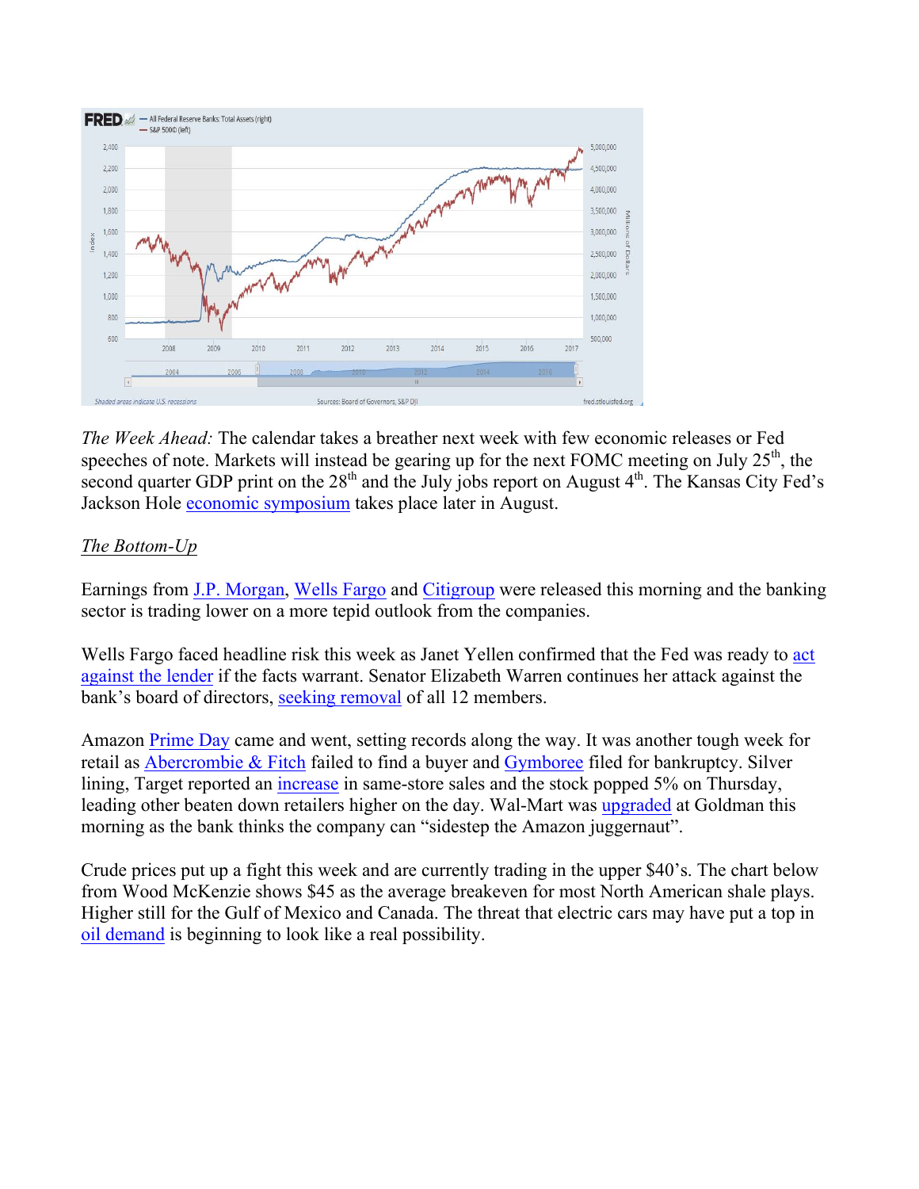*The Week Ahead:* The calendar takes a breather next week with few economic releases or Fed speeches of note. Markets will instead be gearing up for the next FOMC meeting on July 25th, the second quarter GDP print on the 28th and the July jobs report on August 4th. The Kansas City Fed's Jackson Hole economic symposium takes place later in August.

*The Bottom-Up*

Earnings from J.P. Morgan, Wells Fargo and Citigroup were released this morning and the banking sector is trading lower on a more tepid outlook from the companies.

Wells Fargo faced headline risk this week as Janet Yellen confirmed that the Fed was ready to act against the lender if the facts warrant. Senator Elizabeth Warren continues her attack against the bank's board of directors, seeking removal of all 12 members.

Amazon Prime Day came and went, setting records along the way. It was another tough week for retail as Abercrombie & Fitch failed to find a buyer and Gymboree filed for bankruptcy. Silver lining, Target reported an increase in same-store sales and the stock popped 5% on Thursday, leading other beaten down retailers higher on the day. Wal-Mart was upgraded at Goldman this morning as the bank thinks the company can "sidestep the Amazon juggernaut".

Crude prices put up a fight this week and are currently trading in the upper $40's. The chart below from Wood McKenzie shows $45 as the average breakeven for most North American shale plays. Higher still for the Gulf of Mexico and Canada. The threat that electric cars may have put a top in oil demand is beginning to look like a real possibility.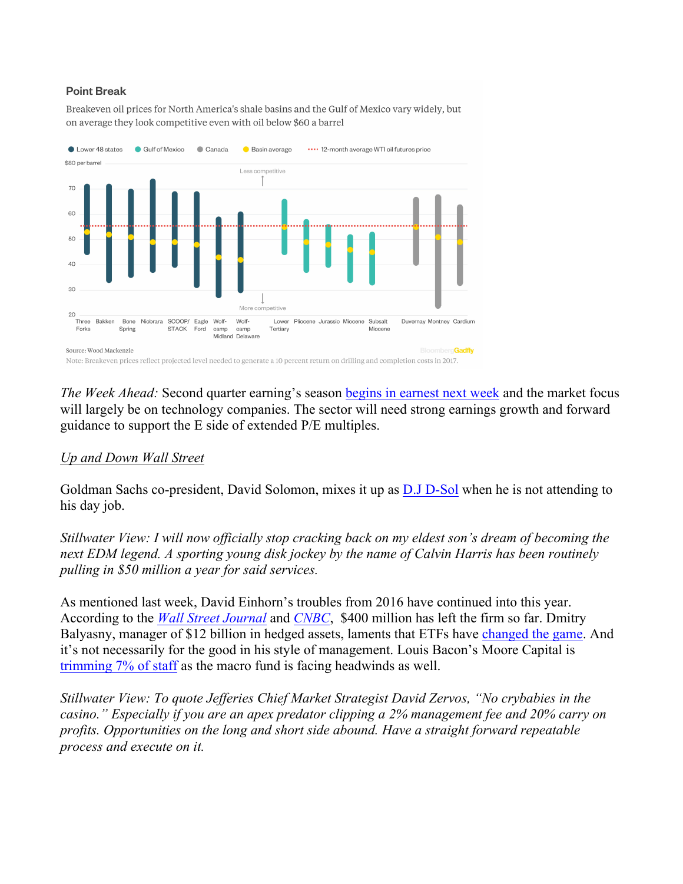**Point Break**

Breakeven oil prices for North America's shale basins and the Gulf of Mexico vary widely, but on average they look competitive even with oil below $60 a barrel

Source: Wood Mackenzie

Note: Breakeven prices reflect projected level needed to generate a 10 percent return on drilling and completion costs in 2017.

*The Week Ahead:* Second quarter earning's season begins in earnest next week and the market focus will largely be on technology companies. The sector will need strong earnings growth and forward guidance to support the E side of extended P/E multiples.

<u>*Up and Down Wall Street*</u>

Goldman Sachs co-president, David Solomon, mixes it up as D.J D-Sol when he is not attending to his day job.

*Stillwater View: I will now officially stop cracking back on my eldest son's dream of becoming the next EDM legend. A sporting young disk jockey by the name of Calvin Harris has been routinely pulling in $50 million a year for said services.*

As mentioned last week, David Einhorn's troubles from 2016 have continued into this year. According to the *Wall Street Journal* and *CNBC*, $400 million has left the firm so far. Dmitry Balyasny, manager of $12 billion in hedged assets, laments that ETFs have changed the game. And it's not necessarily for the good in his style of management. Louis Bacon's Moore Capital is trimming 7% of staff as the macro fund is facing headwinds as well.

*Stillwater View: To quote Jefferies Chief Market Strategist David Zervos, "No crybabies in the casino." Especially if you are an apex predator clipping a 2% management fee and 20% carry on profits. Opportunities on the long and short side abound. Have a straight forward repeatable process and execute on it.*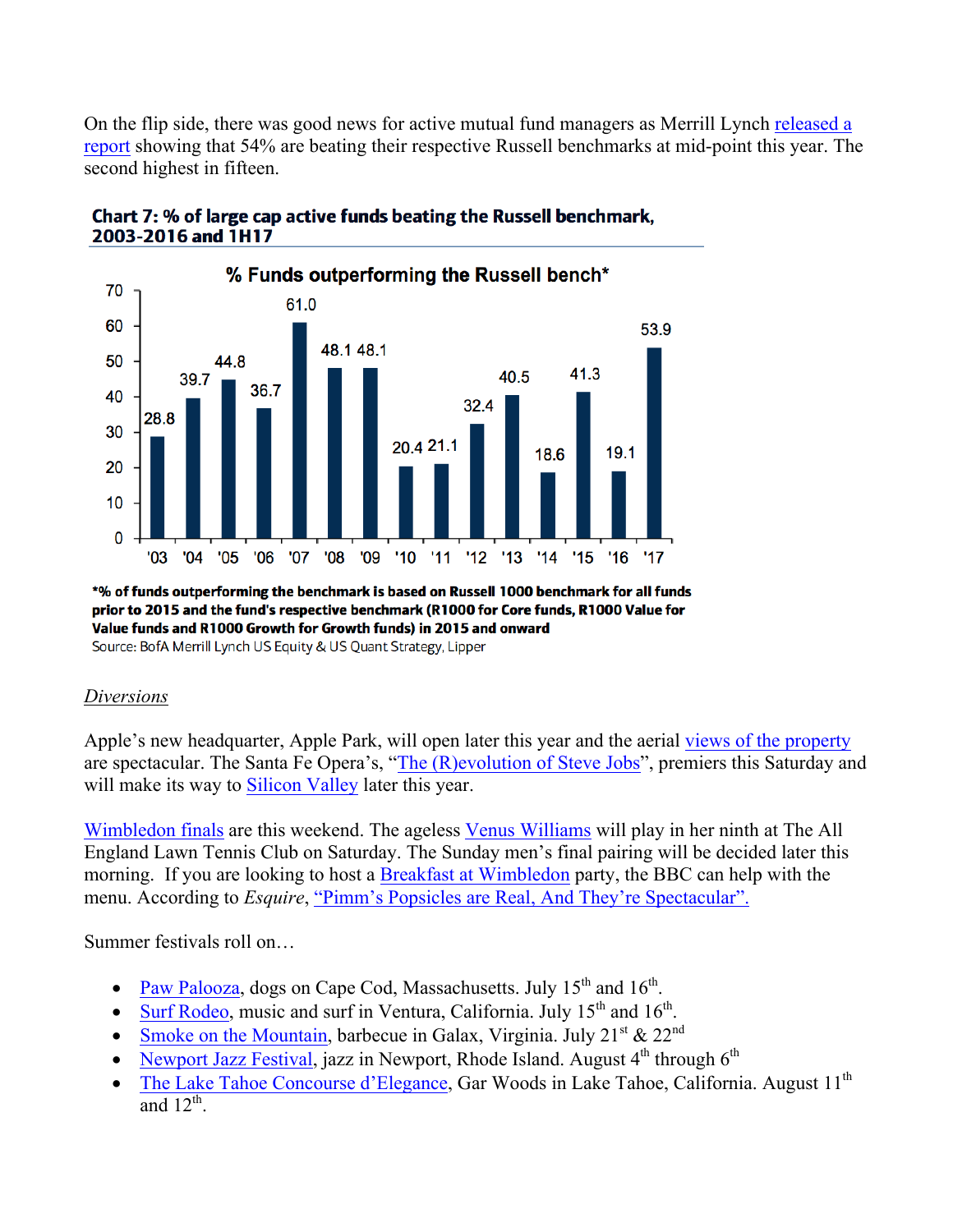On the flip side, there was good news for active mutual fund managers as Merrill Lynch released a report showing that 54% are beating their respective Russell benchmarks at mid-point this year. The second highest in fifteen.

**Chart 7: % of large cap active funds beating the Russell benchmark, 2003-2016 and 1H17**

**% Funds outperforming the Russell bench***

| Year | '03 | '04 | '05 | '06 | '07 | '08 | '09 | '10 | '11 | '12 | '13 | '14 | '15 | '16 | '17 |
|---|---|---|---|---|---|---|---|---|---|---|---|---|---|---|---|
| % | 28.8 | 39.7 | 44.8 | 36.7 | 61.0 | 48.1 | 48.1 | 20.4 | 21.1 | 32.4 | 40.5 | 18.6 | 41.3 | 19.1 | 53.9 |

***% of funds outperforming the benchmark is based on Russell 1000 benchmark for all funds prior to 2015 and the fund's respective benchmark (R1000 for Core funds, R1000 Value for Value funds and R1000 Growth for Growth funds) in 2015 and onward**

Source: BofA Merrill Lynch US Equity & US Quant Strategy, Lipper

*Diversions*

Apple's new headquarter, Apple Park, will open later this year and the aerial views of the property are spectacular. The Santa Fe Opera's, "The (R)evolution of Steve Jobs", premiers this Saturday and will make its way to Silicon Valley later this year.

Wimbledon finals are this weekend. The ageless Venus Williams will play in her ninth at The All England Lawn Tennis Club on Saturday. The Sunday men's final pairing will be decided later this morning. If you are looking to host a Breakfast at Wimbledon party, the BBC can help with the menu. According to *Esquire*, "Pimm's Popsicles are Real, And They're Spectacular".

Summer festivals roll on…

- Paw Palooza, dogs on Cape Cod, Massachusetts. July 15th and 16th.
- Surf Rodeo, music and surf in Ventura, California. July 15th and 16th.
- Smoke on the Mountain, barbecue in Galax, Virginia. July 21st & 22nd
- Newport Jazz Festival, jazz in Newport, Rhode Island. August 4th through 6th
- The Lake Tahoe Concourse d'Elegance, Gar Woods in Lake Tahoe, California. August 11th and 12th.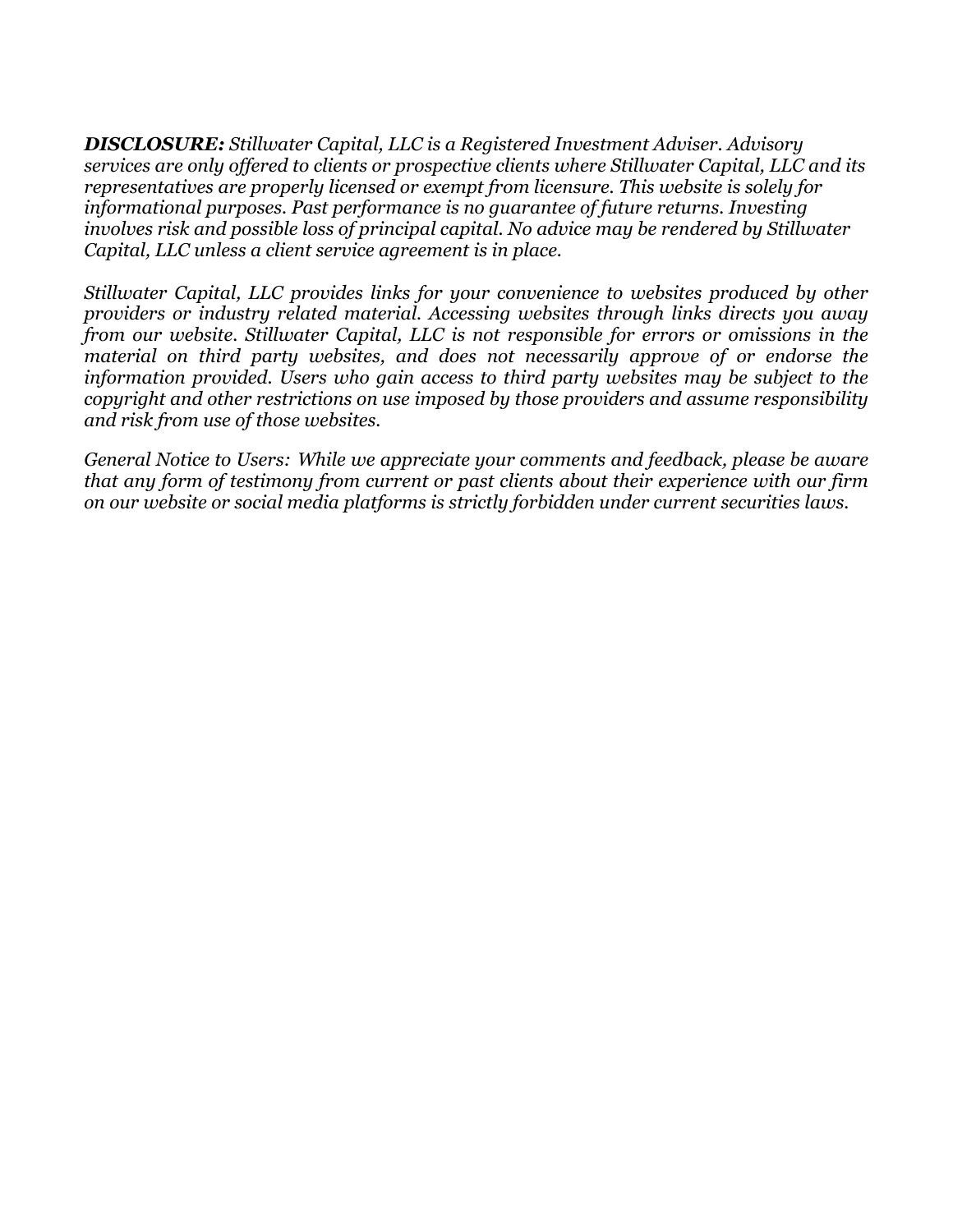***DISCLOSURE:*** *Stillwater Capital, LLC is a Registered Investment Adviser. Advisory services are only offered to clients or prospective clients where Stillwater Capital, LLC and its representatives are properly licensed or exempt from licensure. This website is solely for informational purposes. Past performance is no guarantee of future returns. Investing involves risk and possible loss of principal capital. No advice may be rendered by Stillwater Capital, LLC unless a client service agreement is in place.*

*Stillwater Capital, LLC provides links for your convenience to websites produced by other providers or industry related material. Accessing websites through links directs you away from our website. Stillwater Capital, LLC is not responsible for errors or omissions in the material on third party websites, and does not necessarily approve of or endorse the information provided. Users who gain access to third party websites may be subject to the copyright and other restrictions on use imposed by those providers and assume responsibility and risk from use of those websites.*

*General Notice to Users: While we appreciate your comments and feedback, please be aware that any form of testimony from current or past clients about their experience with our firm on our website or social media platforms is strictly forbidden under current securities laws.*